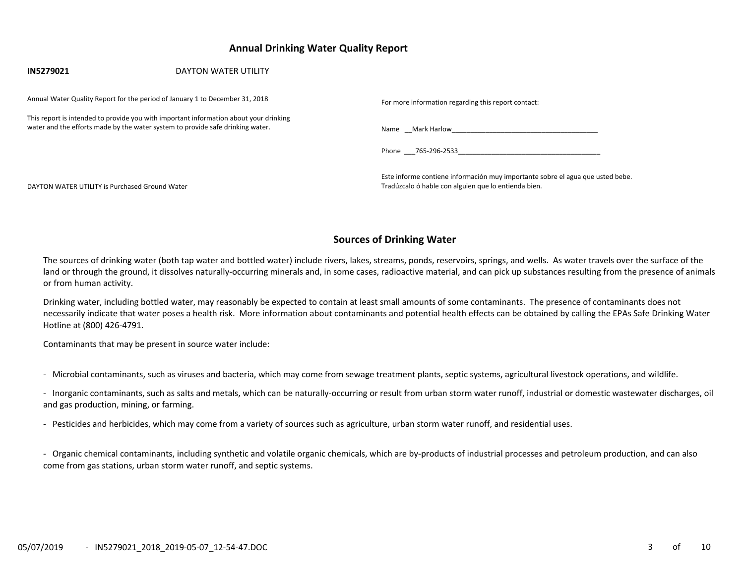# Annual Drinking Water Quality Report

**IN5279021** DAYTON WATER UTILITY

Annual Water Quality Report for the period of January 1 to December 31, 2018

This report is intended to provide you with important information about your drinking water and the efforts made by the water system to provide safe drinking water.

DAYTON WATER UTILITY is Purchased Ground Water

For more information regarding this report contact:

Name __Mark Harlow________________________________________

Phone ___765-296-2533________________________________________

Este informe contiene información muy importante sobre el agua que usted bebe. Tradúzcalo ó hable con alguien que lo entienda bien.

## Sources of Drinking Water

The sources of drinking water (both tap water and bottled water) include rivers, lakes, streams, ponds, reservoirs, springs, and wells. As water travels over the surface of the land or through the ground, it dissolves naturally-occurring minerals and, in some cases, radioactive material, and can pick up substances resulting from the presence of animals or from human activity.

Drinking water, including bottled water, may reasonably be expected to contain at least small amounts of some contaminants. The presence of contaminants does not necessarily indicate that water poses a health risk. More information about contaminants and potential health effects can be obtained by calling the EPAs Safe Drinking Water Hotline at (800) 426-4791.

Contaminants that may be present in source water include:

- Microbial contaminants, such as viruses and bacteria, which may come from sewage treatment plants, septic systems, agricultural livestock operations, and wildlife.

- Inorganic contaminants, such as salts and metals, which can be naturally-occurring or result from urban storm water runoff, industrial or domestic wastewater discharges, oil and gas production, mining, or farming.

- Pesticides and herbicides, which may come from a variety of sources such as agriculture, urban storm water runoff, and residential uses.

- Organic chemical contaminants, including synthetic and volatile organic chemicals, which are by-products of industrial processes and petroleum production, and can also come from gas stations, urban storm water runoff, and septic systems.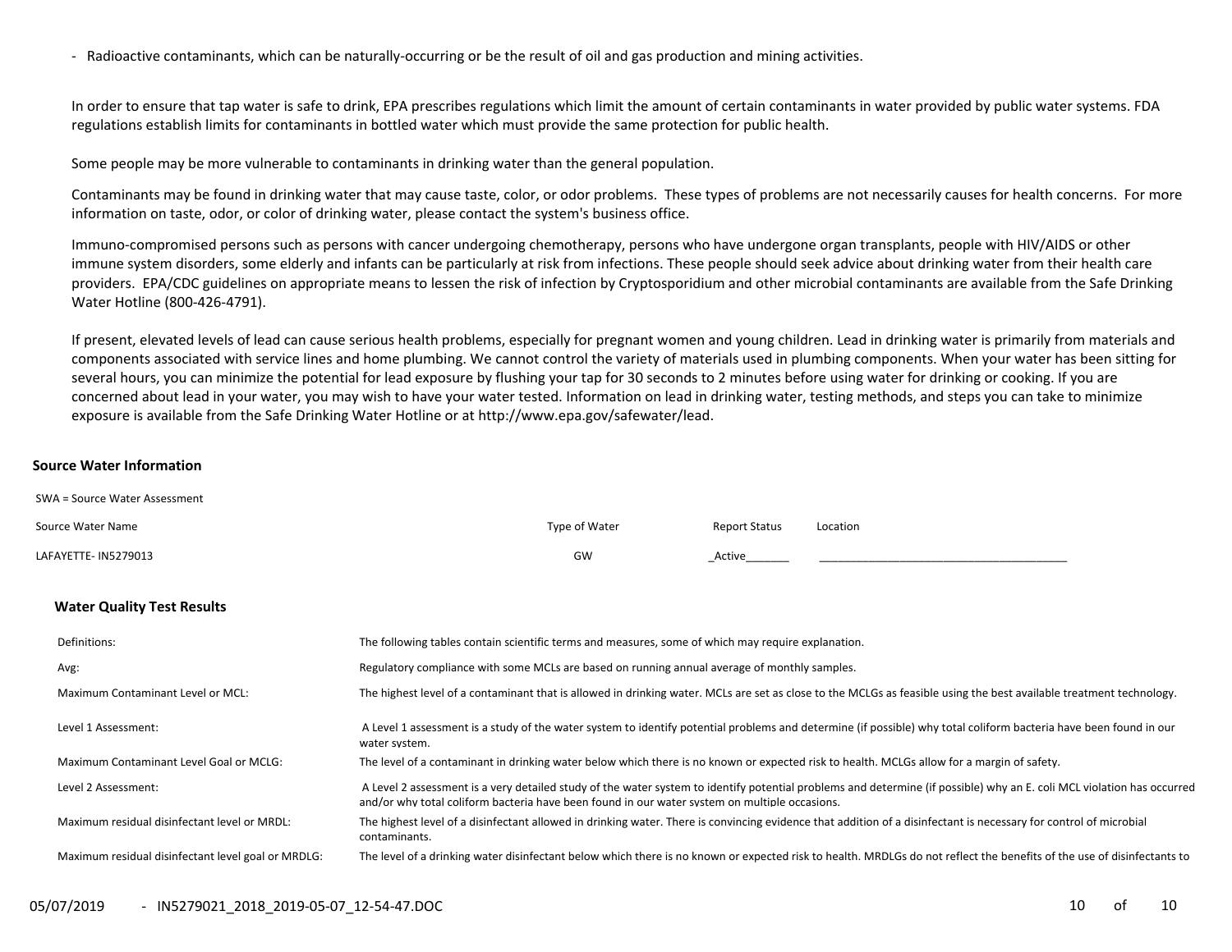- Radioactive contaminants, which can be naturally-occurring or be the result of oil and gas production and mining activities.

In order to ensure that tap water is safe to drink, EPA prescribes regulations which limit the amount of certain contaminants in water provided by public water systems. FDA regulations establish limits for contaminants in bottled water which must provide the same protection for public health.

Some people may be more vulnerable to contaminants in drinking water than the general population.

Contaminants may be found in drinking water that may cause taste, color, or odor problems. These types of problems are not necessarily causes for health concerns. For more information on taste, odor, or color of drinking water, please contact the system's business office.

Immuno-compromised persons such as persons with cancer undergoing chemotherapy, persons who have undergone organ transplants, people with HIV/AIDS or other immune system disorders, some elderly and infants can be particularly at risk from infections. These people should seek advice about drinking water from their health care providers. EPA/CDC guidelines on appropriate means to lessen the risk of infection by Cryptosporidium and other microbial contaminants are available from the Safe Drinking Water Hotline (800-426-4791).

If present, elevated levels of lead can cause serious health problems, especially for pregnant women and young children. Lead in drinking water is primarily from materials and components associated with service lines and home plumbing. We cannot control the variety of materials used in plumbing components. When your water has been sitting for several hours, you can minimize the potential for lead exposure by flushing your tap for 30 seconds to 2 minutes before using water for drinking or cooking. If you are concerned about lead in your water, you may wish to have your water tested. Information on lead in drinking water, testing methods, and steps you can take to minimize exposure is available from the Safe Drinking Water Hotline or at http://www.epa.gov/safewater/lead.

## Source Water Information

SWA = Source Water Assessment

| Source Water Name | Type of Water | Report Status | Location |
|---|---|---|---|
| LAFAYETTE- IN5279013 | GW | _Active_______ | _______________________________________ |

## Water Quality Test Results

| | |
|---|---|
| Definitions: | The following tables contain scientific terms and measures, some of which may require explanation. |
| Avg: | Regulatory compliance with some MCLs are based on running annual average of monthly samples. |
| Maximum Contaminant Level or MCL: | The highest level of a contaminant that is allowed in drinking water. MCLs are set as close to the MCLGs as feasible using the best available treatment technology. |
| Level 1 Assessment: | A Level 1 assessment is a study of the water system to identify potential problems and determine (if possible) why total coliform bacteria have been found in our water system. |
| Maximum Contaminant Level Goal or MCLG: | The level of a contaminant in drinking water below which there is no known or expected risk to health. MCLGs allow for a margin of safety. |
| Level 2 Assessment: | A Level 2 assessment is a very detailed study of the water system to identify potential problems and determine (if possible) why an E. coli MCL violation has occurred and/or why total coliform bacteria have been found in our water system on multiple occasions. |
| Maximum residual disinfectant level or MRDL: | The highest level of a disinfectant allowed in drinking water. There is convincing evidence that addition of a disinfectant is necessary for control of microbial contaminants. |
| Maximum residual disinfectant level goal or MRDLG: | The level of a drinking water disinfectant below which there is no known or expected risk to health. MRDLGs do not reflect the benefits of the use of disinfectants to |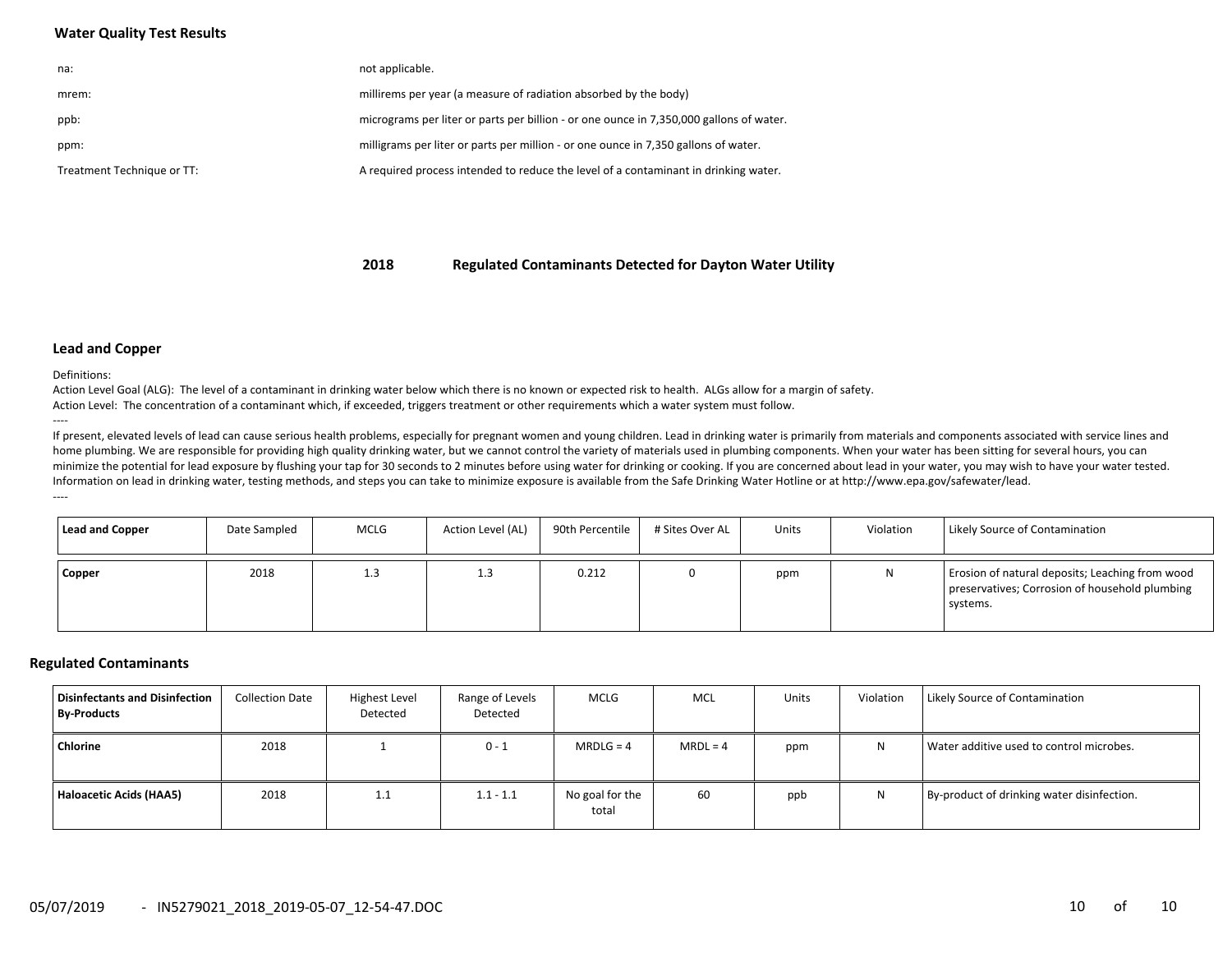## Water Quality Test Results

| | |
|---|---|
| na: | not applicable. |
| mrem: | millirems per year (a measure of radiation absorbed by the body) |
| ppb: | micrograms per liter or parts per billion - or one ounce in 7,350,000 gallons of water. |
| ppm: | milligrams per liter or parts per million - or one ounce in 7,350 gallons of water. |
| Treatment Technique or TT: | A required process intended to reduce the level of a contaminant in drinking water. |

## 2018 Regulated Contaminants Detected for Dayton Water Utility

### Lead and Copper

Definitions:
Action Level Goal (ALG): The level of a contaminant in drinking water below which there is no known or expected risk to health. ALGs allow for a margin of safety.
Action Level: The concentration of a contaminant which, if exceeded, triggers treatment or other requirements which a water system must follow.
----
If present, elevated levels of lead can cause serious health problems, especially for pregnant women and young children. Lead in drinking water is primarily from materials and components associated with service lines and home plumbing. We are responsible for providing high quality drinking water, but we cannot control the variety of materials used in plumbing components. When your water has been sitting for several hours, you can minimize the potential for lead exposure by flushing your tap for 30 seconds to 2 minutes before using water for drinking or cooking. If you are concerned about lead in your water, you may wish to have your water tested. Information on lead in drinking water, testing methods, and steps you can take to minimize exposure is available from the Safe Drinking Water Hotline or at http://www.epa.gov/safewater/lead.
----

| Lead and Copper | Date Sampled | MCLG | Action Level (AL) | 90th Percentile | # Sites Over AL | Units | Violation | Likely Source of Contamination |
|---|---|---|---|---|---|---|---|---|
| **Copper** | 2018 | 1.3 | 1.3 | 0.212 | 0 | ppm | N | Erosion of natural deposits; Leaching from wood preservatives; Corrosion of household plumbing systems. |

### Regulated Contaminants

| Disinfectants and Disinfection By-Products | Collection Date | Highest Level Detected | Range of Levels Detected | MCLG | MCL | Units | Violation | Likely Source of Contamination |
|---|---|---|---|---|---|---|---|---|
| **Chlorine** | 2018 | 1 | 0 - 1 | MRDLG = 4 | MRDL = 4 | ppm | N | Water additive used to control microbes. |
| **Haloacetic Acids (HAA5)** | 2018 | 1.1 | 1.1 - 1.1 | No goal for the total | 60 | ppb | N | By-product of drinking water disinfection. |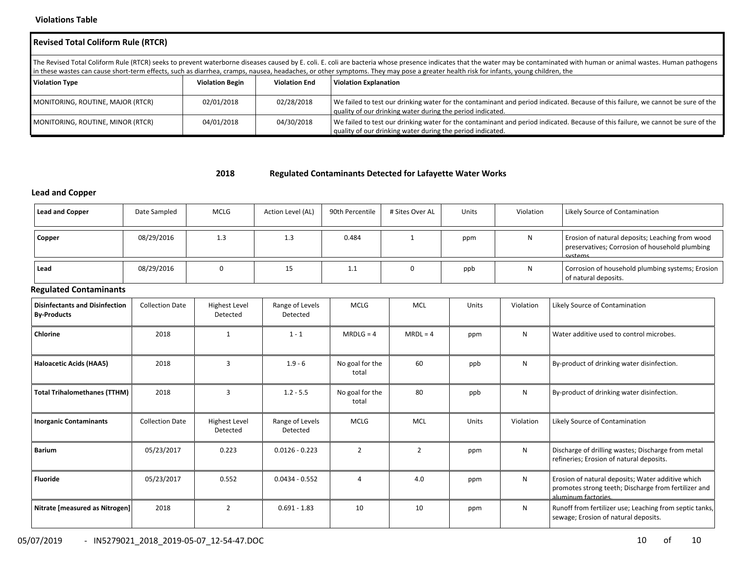### Violations Table

| Revised Total Coliform Rule (RTCR) | | | |
|---|---|---|---|
| The Revised Total Coliform Rule (RTCR) seeks to prevent waterborne diseases caused by E. coli. E. coli are bacteria whose presence indicates that the water may be contaminated with human or animal wastes. Human pathogens in these wastes can cause short-term effects, such as diarrhea, cramps, nausea, headaches, or other symptoms. They may pose a greater health risk for infants, young children, the | | | |
| **Violation Type** | **Violation Begin** | **Violation End** | **Violation Explanation** |
| MONITORING, ROUTINE, MAJOR (RTCR) | 02/01/2018 | 02/28/2018 | We failed to test our drinking water for the contaminant and period indicated. Because of this failure, we cannot be sure of the quality of our drinking water during the period indicated. |
| MONITORING, ROUTINE, MINOR (RTCR) | 04/01/2018 | 04/30/2018 | We failed to test our drinking water for the contaminant and period indicated. Because of this failure, we cannot be sure of the quality of our drinking water during the period indicated. |

## 2018 Regulated Contaminants Detected for Lafayette Water Works

### Lead and Copper

| Lead and Copper | Date Sampled | MCLG | Action Level (AL) | 90th Percentile | # Sites Over AL | Units | Violation | Likely Source of Contamination |
|---|---|---|---|---|---|---|---|---|
| **Copper** | 08/29/2016 | 1.3 | 1.3 | 0.484 | 1 | ppm | N | Erosion of natural deposits; Leaching from wood preservatives; Corrosion of household plumbing systems. |
| **Lead** | 08/29/2016 | 0 | 15 | 1.1 | 0 | ppb | N | Corrosion of household plumbing systems; Erosion of natural deposits. |

### Regulated Contaminants

| Disinfectants and Disinfection By-Products | Collection Date | Highest Level Detected | Range of Levels Detected | MCLG | MCL | Units | Violation | Likely Source of Contamination |
|---|---|---|---|---|---|---|---|---|
| **Chlorine** | 2018 | 1 | 1 - 1 | MRDLG = 4 | MRDL = 4 | ppm | N | Water additive used to control microbes. |
| **Haloacetic Acids (HAA5)** | 2018 | 3 | 1.9 - 6 | No goal for the total | 60 | ppb | N | By-product of drinking water disinfection. |
| **Total Trihalomethanes (TTHM)** | 2018 | 3 | 1.2 - 5.5 | No goal for the total | 80 | ppb | N | By-product of drinking water disinfection. |

| Inorganic Contaminants | Collection Date | Highest Level Detected | Range of Levels Detected | MCLG | MCL | Units | Violation | Likely Source of Contamination |
|---|---|---|---|---|---|---|---|---|
| **Barium** | 05/23/2017 | 0.223 | 0.0126 - 0.223 | 2 | 2 | ppm | N | Discharge of drilling wastes; Discharge from metal refineries; Erosion of natural deposits. |
| **Fluoride** | 05/23/2017 | 0.552 | 0.0434 - 0.552 | 4 | 4.0 | ppm | N | Erosion of natural deposits; Water additive which promotes strong teeth; Discharge from fertilizer and aluminum factories. |
| **Nitrate [measured as Nitrogen]** | 2018 | 2 | 0.691 - 1.83 | 10 | 10 | ppm | N | Runoff from fertilizer use; Leaching from septic tanks, sewage; Erosion of natural deposits. |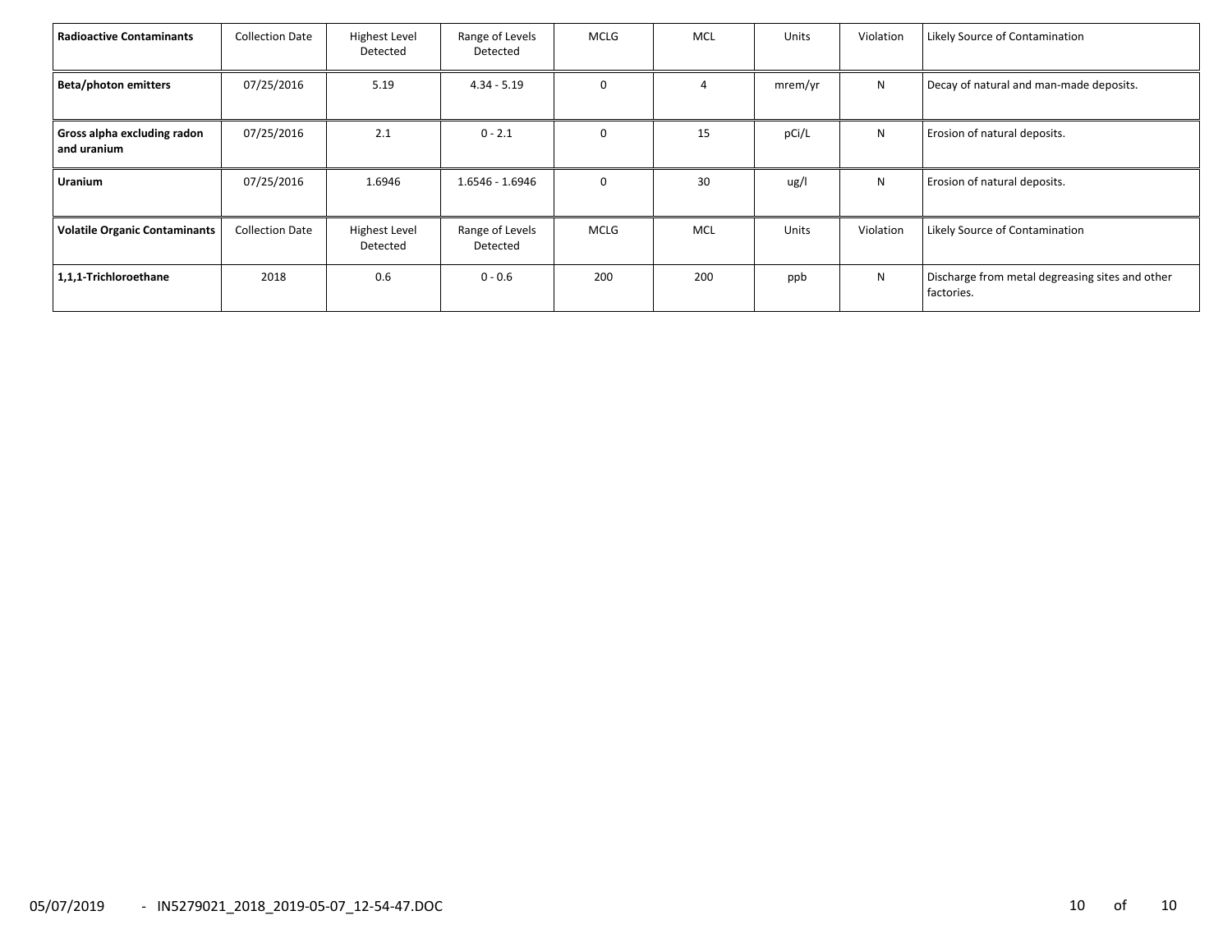| Radioactive Contaminants | Collection Date | Highest Level Detected | Range of Levels Detected | MCLG | MCL | Units | Violation | Likely Source of Contamination |
|---|---|---|---|---|---|---|---|---|
| **Beta/photon emitters** | 07/25/2016 | 5.19 | 4.34 - 5.19 | 0 | 4 | mrem/yr | N | Decay of natural and man-made deposits. |
| **Gross alpha excluding radon and uranium** | 07/25/2016 | 2.1 | 0 - 2.1 | 0 | 15 | pCi/L | N | Erosion of natural deposits. |
| **Uranium** | 07/25/2016 | 1.6946 | 1.6546 - 1.6946 | 0 | 30 | ug/l | N | Erosion of natural deposits. |

| Volatile Organic Contaminants | Collection Date | Highest Level Detected | Range of Levels Detected | MCLG | MCL | Units | Violation | Likely Source of Contamination |
|---|---|---|---|---|---|---|---|---|
| **1,1,1-Trichloroethane** | 2018 | 0.6 | 0 - 0.6 | 200 | 200 | ppb | N | Discharge from metal degreasing sites and other factories. |